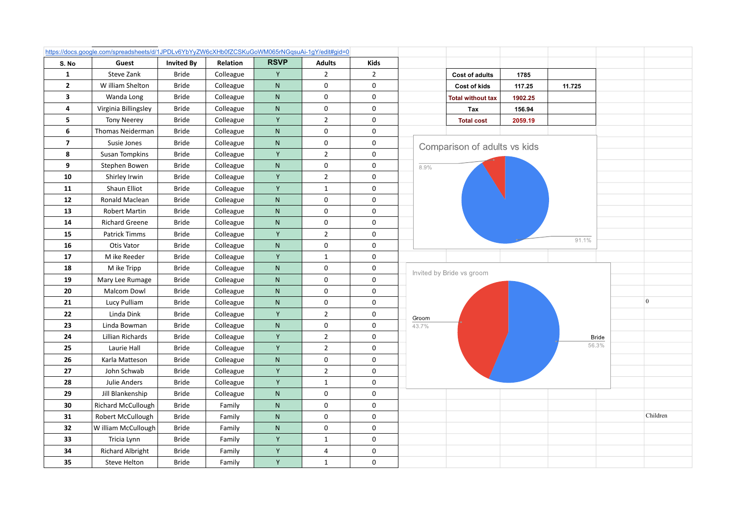https://docs.google.com/spreadsheets/d/1JPDLv6YbYyZW6cXHb0fZCSKuGoWM065rNGqsuAi-1gY/edit#gid=0

| S. No | Guest | Invited By | Relation | RSVP | Adults | Kids |
|---|---|---|---|---|---|---|
| 1 | Steve Zank | Bride | Colleague | Y | 2 | 2 |
| 2 | W illiam Shelton | Bride | Colleague | N | 0 | 0 |
| 3 | Wanda Long | Bride | Colleague | N | 0 | 0 |
| 4 | Virginia Billingsley | Bride | Colleague | N | 0 | 0 |
| 5 | Tony Neerey | Bride | Colleague | Y | 2 | 0 |
| 6 | Thomas Neiderman | Bride | Colleague | N | 0 | 0 |
| 7 | Susie Jones | Bride | Colleague | N | 0 | 0 |
| 8 | Susan Tompkins | Bride | Colleague | Y | 2 | 0 |
| 9 | Stephen Bowen | Bride | Colleague | N | 0 | 0 |
| 10 | Shirley Irwin | Bride | Colleague | Y | 2 | 0 |
| 11 | Shaun Elliot | Bride | Colleague | Y | 1 | 0 |
| 12 | Ronald Maclean | Bride | Colleague | N | 0 | 0 |
| 13 | Robert Martin | Bride | Colleague | N | 0 | 0 |
| 14 | Richard Greene | Bride | Colleague | N | 0 | 0 |
| 15 | Patrick Timms | Bride | Colleague | Y | 2 | 0 |
| 16 | Otis Vator | Bride | Colleague | N | 0 | 0 |
| 17 | M ike Reeder | Bride | Colleague | Y | 1 | 0 |
| 18 | M ike Tripp | Bride | Colleague | N | 0 | 0 |
| 19 | Mary Lee Rumage | Bride | Colleague | N | 0 | 0 |
| 20 | Malcom Dowl | Bride | Colleague | N | 0 | 0 |
| 21 | Lucy Pulliam | Bride | Colleague | N | 0 | 0 |
| 22 | Linda Dink | Bride | Colleague | Y | 2 | 0 |
| 23 | Linda Bowman | Bride | Colleague | N | 0 | 0 |
| 24 | Lillian Richards | Bride | Colleague | Y | 2 | 0 |
| 25 | Laurie Hall | Bride | Colleague | Y | 2 | 0 |
| 26 | Karla Matteson | Bride | Colleague | N | 0 | 0 |
| 27 | John Schwab | Bride | Colleague | Y | 2 | 0 |
| 28 | Julie Anders | Bride | Colleague | Y | 1 | 0 |
| 29 | Jill Blankenship | Bride | Colleague | N | 0 | 0 |
| 30 | Richard McCullough | Bride | Family | N | 0 | 0 |
| 31 | Robert McCullough | Bride | Family | N | 0 | 0 |
| 32 | W illiam McCullough | Bride | Family | N | 0 | 0 |
| 33 | Tricia Lynn | Bride | Family | Y | 1 | 0 |
| 34 | Richard Albright | Bride | Family | Y | 4 | 0 |
| 35 | Steve Helton | Bride | Family | Y | 1 | 0 |

| | | |
|---|---|---|
| Cost of adults | 1785 | |
| Cost of kids | 117.25 | 11.725 |
| Total without tax | 1902.25 | |
| Tax | 156.94 | |
| Total cost | 2059.19 | |

Comparison of adults vs kids

8.9%

91.1%

Invited by Bride vs groom

Groom 43.7%

Bride 56.3%

0

Children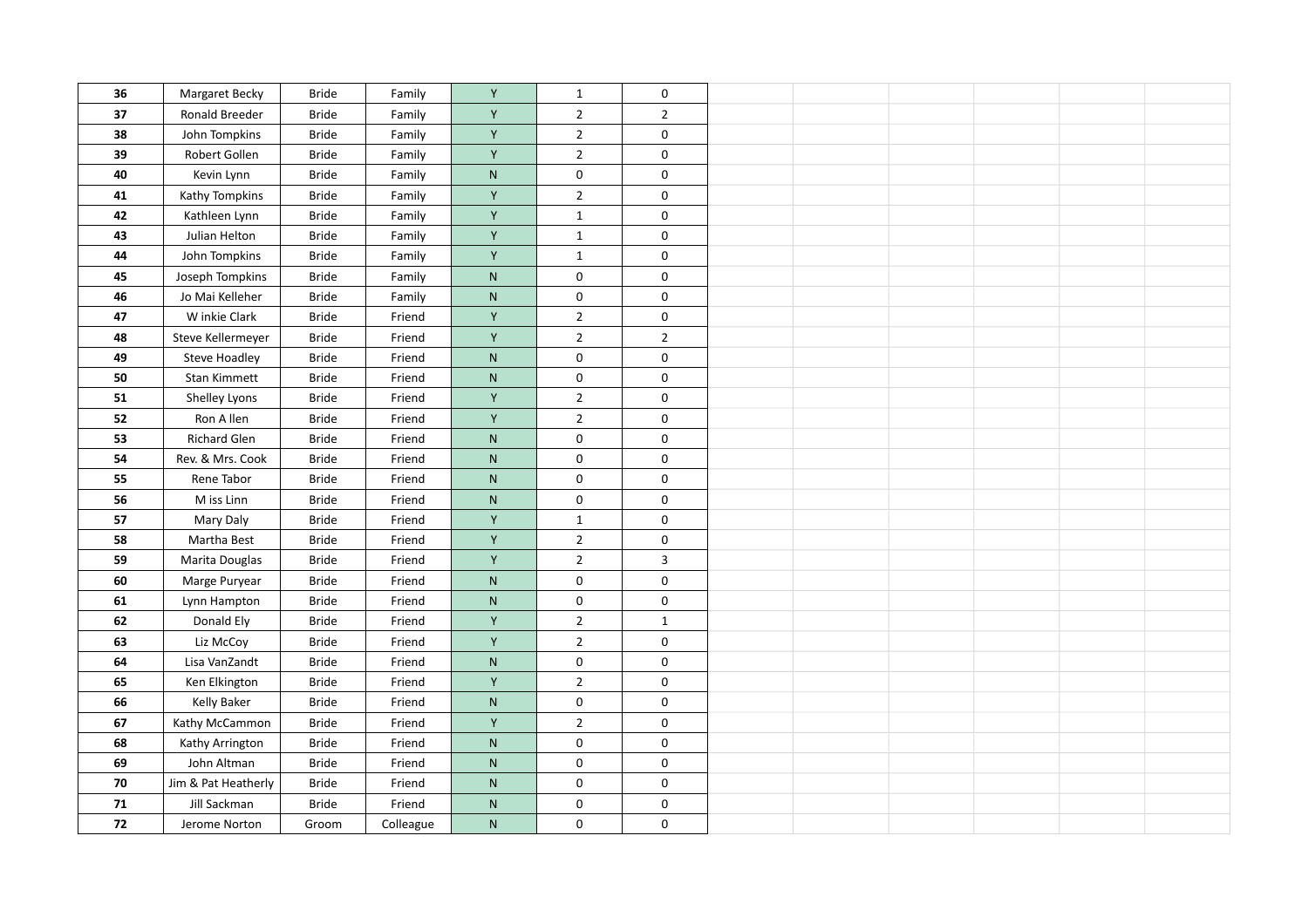| 36 | Margaret Becky | Bride | Family | Y | 1 | 0 | | | | | |
|---|---|---|---|---|---|---|---|---|---|---|---|
| 37 | Ronald Breeder | Bride | Family | Y | 2 | 2 | | | | | |
| 38 | John Tompkins | Bride | Family | Y | 2 | 0 | | | | | |
| 39 | Robert Gollen | Bride | Family | Y | 2 | 0 | | | | | |
| 40 | Kevin Lynn | Bride | Family | N | 0 | 0 | | | | | |
| 41 | Kathy Tompkins | Bride | Family | Y | 2 | 0 | | | | | |
| 42 | Kathleen Lynn | Bride | Family | Y | 1 | 0 | | | | | |
| 43 | Julian Helton | Bride | Family | Y | 1 | 0 | | | | | |
| 44 | John Tompkins | Bride | Family | Y | 1 | 0 | | | | | |
| 45 | Joseph Tompkins | Bride | Family | N | 0 | 0 | | | | | |
| 46 | Jo Mai Kelleher | Bride | Family | N | 0 | 0 | | | | | |
| 47 | W inkie Clark | Bride | Friend | Y | 2 | 0 | | | | | |
| 48 | Steve Kellermeyer | Bride | Friend | Y | 2 | 2 | | | | | |
| 49 | Steve Hoadley | Bride | Friend | N | 0 | 0 | | | | | |
| 50 | Stan Kimmett | Bride | Friend | N | 0 | 0 | | | | | |
| 51 | Shelley Lyons | Bride | Friend | Y | 2 | 0 | | | | | |
| 52 | Ron A llen | Bride | Friend | Y | 2 | 0 | | | | | |
| 53 | Richard Glen | Bride | Friend | N | 0 | 0 | | | | | |
| 54 | Rev. & Mrs. Cook | Bride | Friend | N | 0 | 0 | | | | | |
| 55 | Rene Tabor | Bride | Friend | N | 0 | 0 | | | | | |
| 56 | M iss Linn | Bride | Friend | N | 0 | 0 | | | | | |
| 57 | Mary Daly | Bride | Friend | Y | 1 | 0 | | | | | |
| 58 | Martha Best | Bride | Friend | Y | 2 | 0 | | | | | |
| 59 | Marita Douglas | Bride | Friend | Y | 2 | 3 | | | | | |
| 60 | Marge Puryear | Bride | Friend | N | 0 | 0 | | | | | |
| 61 | Lynn Hampton | Bride | Friend | N | 0 | 0 | | | | | |
| 62 | Donald Ely | Bride | Friend | Y | 2 | 1 | | | | | |
| 63 | Liz McCoy | Bride | Friend | Y | 2 | 0 | | | | | |
| 64 | Lisa VanZandt | Bride | Friend | N | 0 | 0 | | | | | |
| 65 | Ken Elkington | Bride | Friend | Y | 2 | 0 | | | | | |
| 66 | Kelly Baker | Bride | Friend | N | 0 | 0 | | | | | |
| 67 | Kathy McCammon | Bride | Friend | Y | 2 | 0 | | | | | |
| 68 | Kathy Arrington | Bride | Friend | N | 0 | 0 | | | | | |
| 69 | John Altman | Bride | Friend | N | 0 | 0 | | | | | |
| 70 | Jim & Pat Heatherly | Bride | Friend | N | 0 | 0 | | | | | |
| 71 | Jill Sackman | Bride | Friend | N | 0 | 0 | | | | | |
| 72 | Jerome Norton | Groom | Colleague | N | 0 | 0 | | | | | |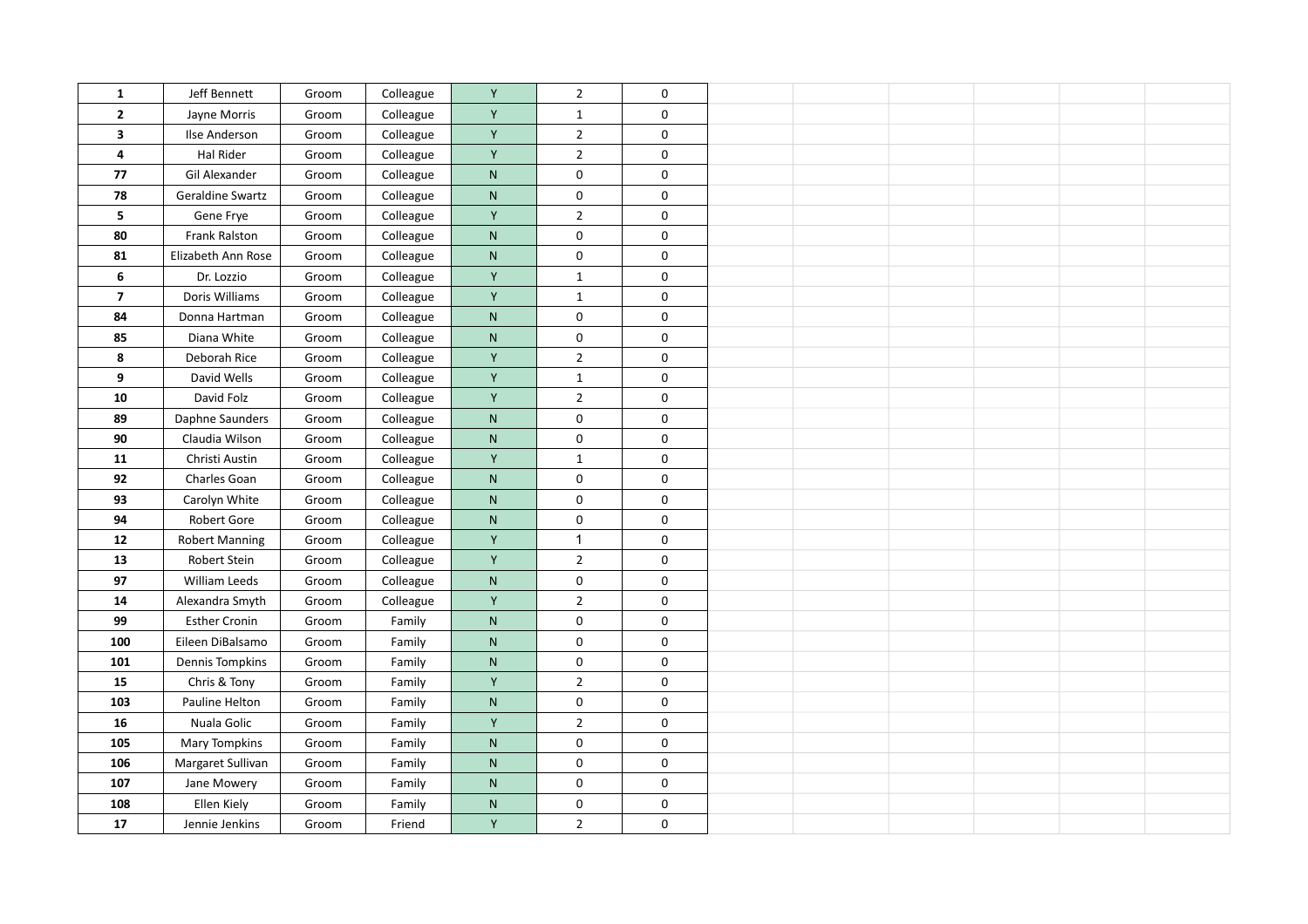| | | | | | | | | | | | |
|---|---|---|---|---|---|---|---|---|---|---|---|
| **1** | Jeff Bennett | Groom | Colleague | Y | 2 | 0 | | | | | |
| **2** | Jayne Morris | Groom | Colleague | Y | 1 | 0 | | | | | |
| **3** | Ilse Anderson | Groom | Colleague | Y | 2 | 0 | | | | | |
| **4** | Hal Rider | Groom | Colleague | Y | 2 | 0 | | | | | |
| **77** | Gil Alexander | Groom | Colleague | N | 0 | 0 | | | | | |
| **78** | Geraldine Swartz | Groom | Colleague | N | 0 | 0 | | | | | |
| **5** | Gene Frye | Groom | Colleague | Y | 2 | 0 | | | | | |
| **80** | Frank Ralston | Groom | Colleague | N | 0 | 0 | | | | | |
| **81** | Elizabeth Ann Rose | Groom | Colleague | N | 0 | 0 | | | | | |
| **6** | Dr. Lozzio | Groom | Colleague | Y | 1 | 0 | | | | | |
| **7** | Doris Williams | Groom | Colleague | Y | 1 | 0 | | | | | |
| **84** | Donna Hartman | Groom | Colleague | N | 0 | 0 | | | | | |
| **85** | Diana White | Groom | Colleague | N | 0 | 0 | | | | | |
| **8** | Deborah Rice | Groom | Colleague | Y | 2 | 0 | | | | | |
| **9** | David Wells | Groom | Colleague | Y | 1 | 0 | | | | | |
| **10** | David Folz | Groom | Colleague | Y | 2 | 0 | | | | | |
| **89** | Daphne Saunders | Groom | Colleague | N | 0 | 0 | | | | | |
| **90** | Claudia Wilson | Groom | Colleague | N | 0 | 0 | | | | | |
| **11** | Christi Austin | Groom | Colleague | Y | 1 | 0 | | | | | |
| **92** | Charles Goan | Groom | Colleague | N | 0 | 0 | | | | | |
| **93** | Carolyn White | Groom | Colleague | N | 0 | 0 | | | | | |
| **94** | Robert Gore | Groom | Colleague | N | 0 | 0 | | | | | |
| **12** | Robert Manning | Groom | Colleague | Y | 1 | 0 | | | | | |
| **13** | Robert Stein | Groom | Colleague | Y | 2 | 0 | | | | | |
| **97** | William Leeds | Groom | Colleague | N | 0 | 0 | | | | | |
| **14** | Alexandra Smyth | Groom | Colleague | Y | 2 | 0 | | | | | |
| **99** | Esther Cronin | Groom | Family | N | 0 | 0 | | | | | |
| **100** | Eileen DiBalsamo | Groom | Family | N | 0 | 0 | | | | | |
| **101** | Dennis Tompkins | Groom | Family | N | 0 | 0 | | | | | |
| **15** | Chris & Tony | Groom | Family | Y | 2 | 0 | | | | | |
| **103** | Pauline Helton | Groom | Family | N | 0 | 0 | | | | | |
| **16** | Nuala Golic | Groom | Family | Y | 2 | 0 | | | | | |
| **105** | Mary Tompkins | Groom | Family | N | 0 | 0 | | | | | |
| **106** | Margaret Sullivan | Groom | Family | N | 0 | 0 | | | | | |
| **107** | Jane Mowery | Groom | Family | N | 0 | 0 | | | | | |
| **108** | Ellen Kiely | Groom | Family | N | 0 | 0 | | | | | |
| **17** | Jennie Jenkins | Groom | Friend | Y | 2 | 0 | | | | | |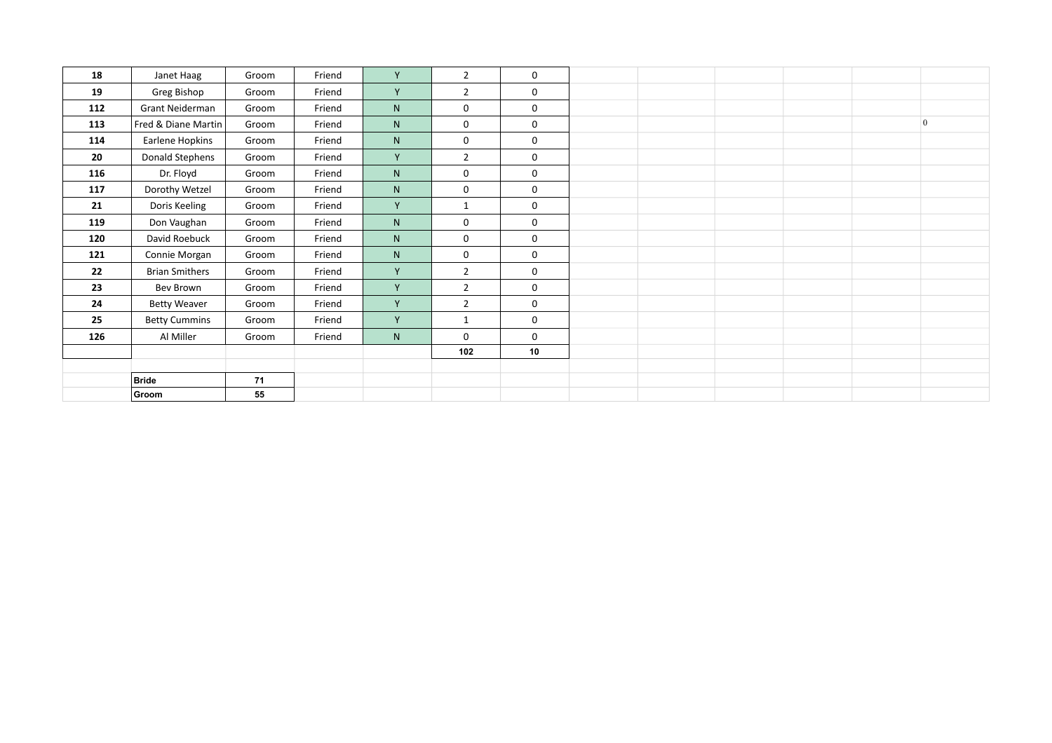| | | | | | | | | | | | | | |
|---|---|---|---|---|---|---|---|---|---|---|---|---|---|
| **18** | Janet Haag | Groom | Friend | Y | 2 | 0 | | | | | | | |
| **19** | Greg Bishop | Groom | Friend | Y | 2 | 0 | | | | | | | |
| **112** | Grant Neiderman | Groom | Friend | N | 0 | 0 | | | | | | | |
| **113** | Fred & Diane Martin | Groom | Friend | N | 0 | 0 | | | | | | | 0 |
| **114** | Earlene Hopkins | Groom | Friend | N | 0 | 0 | | | | | | | |
| **20** | Donald Stephens | Groom | Friend | Y | 2 | 0 | | | | | | | |
| **116** | Dr. Floyd | Groom | Friend | N | 0 | 0 | | | | | | | |
| **117** | Dorothy Wetzel | Groom | Friend | N | 0 | 0 | | | | | | | |
| **21** | Doris Keeling | Groom | Friend | Y | 1 | 0 | | | | | | | |
| **119** | Don Vaughan | Groom | Friend | N | 0 | 0 | | | | | | | |
| **120** | David Roebuck | Groom | Friend | N | 0 | 0 | | | | | | | |
| **121** | Connie Morgan | Groom | Friend | N | 0 | 0 | | | | | | | |
| **22** | Brian Smithers | Groom | Friend | Y | 2 | 0 | | | | | | | |
| **23** | Bev Brown | Groom | Friend | Y | 2 | 0 | | | | | | | |
| **24** | Betty Weaver | Groom | Friend | Y | 2 | 0 | | | | | | | |
| **25** | Betty Cummins | Groom | Friend | Y | 1 | 0 | | | | | | | |
| **126** | Al Miller | Groom | Friend | N | 0 | 0 | | | | | | | |
| | | | | | **102** | **10** | | | | | | | |
| | | | | | | | | | | | | | |
| | **Bride** | **71** | | | | | | | | | | | |
| | **Groom** | **55** | | | | | | | | | | | |